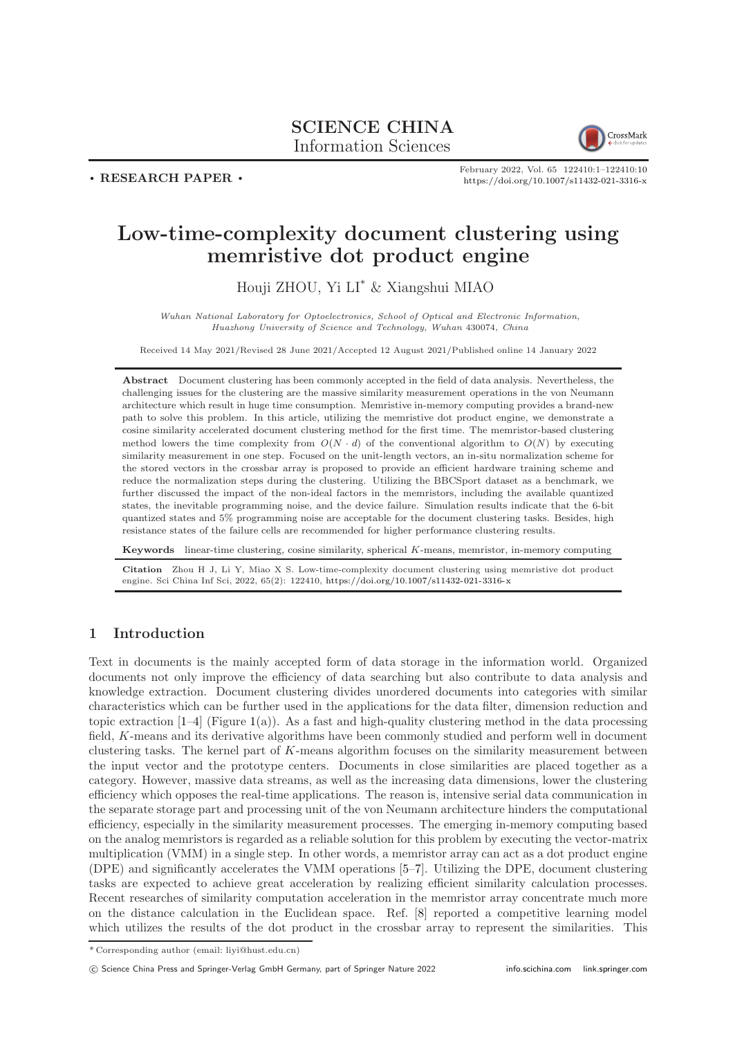**SCIENCE CHINA**
Information Sciences

• RESEARCH PAPER •

February 2022, Vol. 65 122410:1–122410:10
https://doi.org/10.1007/s11432-021-3316-x

# Low-time-complexity document clustering using memristive dot product engine

Houji ZHOU, Yi LI* & Xiangshui MIAO

*Wuhan National Laboratory for Optoelectronics, School of Optical and Electronic Information, Huazhong University of Science and Technology, Wuhan* 430074*, China*

Received 14 May 2021/Revised 28 June 2021/Accepted 12 August 2021/Published online 14 January 2022

**Abstract** Document clustering has been commonly accepted in the field of data analysis. Nevertheless, the challenging issues for the clustering are the massive similarity measurement operations in the von Neumann architecture which result in huge time consumption. Memristive in-memory computing provides a brand-new path to solve this problem. In this article, utilizing the memristive dot product engine, we demonstrate a cosine similarity accelerated document clustering method for the first time. The memristor-based clustering method lowers the time complexity from $O(N \cdot d)$ of the conventional algorithm to $O(N)$ by executing similarity measurement in one step. Focused on the unit-length vectors, an in-situ normalization scheme for the stored vectors in the crossbar array is proposed to provide an efficient hardware training scheme and reduce the normalization steps during the clustering. Utilizing the BBCSport dataset as a benchmark, we further discussed the impact of the non-ideal factors in the memristors, including the available quantized states, the inevitable programming noise, and the device failure. Simulation results indicate that the 6-bit quantized states and 5% programming noise are acceptable for the document clustering tasks. Besides, high resistance states of the failure cells are recommended for higher performance clustering results.

**Keywords** linear-time clustering, cosine similarity, spherical $K$-means, memristor, in-memory computing

**Citation** Zhou H J, Li Y, Miao X S. Low-time-complexity document clustering using memristive dot product engine. Sci China Inf Sci, 2022, 65(2): 122410, https://doi.org/10.1007/s11432-021-3316-x

## 1 Introduction

Text in documents is the mainly accepted form of data storage in the information world. Organized documents not only improve the efficiency of data searching but also contribute to data analysis and knowledge extraction. Document clustering divides unordered documents into categories with similar characteristics which can be further used in the applications for the data filter, dimension reduction and topic extraction [1–4] (Figure 1(a)). As a fast and high-quality clustering method in the data processing field, $K$-means and its derivative algorithms have been commonly studied and perform well in document clustering tasks. The kernel part of $K$-means algorithm focuses on the similarity measurement between the input vector and the prototype centers. Documents in close similarities are placed together as a category. However, massive data streams, as well as the increasing data dimensions, lower the clustering efficiency which opposes the real-time applications. The reason is, intensive serial data communication in the separate storage part and processing unit of the von Neumann architecture hinders the computational efficiency, especially in the similarity measurement processes. The emerging in-memory computing based on the analog memristors is regarded as a reliable solution for this problem by executing the vector-matrix multiplication (VMM) in a single step. In other words, a memristor array can act as a dot product engine (DPE) and significantly accelerates the VMM operations [5–7]. Utilizing the DPE, document clustering tasks are expected to achieve great acceleration by realizing efficient similarity calculation processes. Recent researches of similarity computation acceleration in the memristor array concentrate much more on the distance calculation in the Euclidean space. Ref. [8] reported a competitive learning model which utilizes the results of the dot product in the crossbar array to represent the similarities. This

* Corresponding author (email: liyi@hust.edu.cn)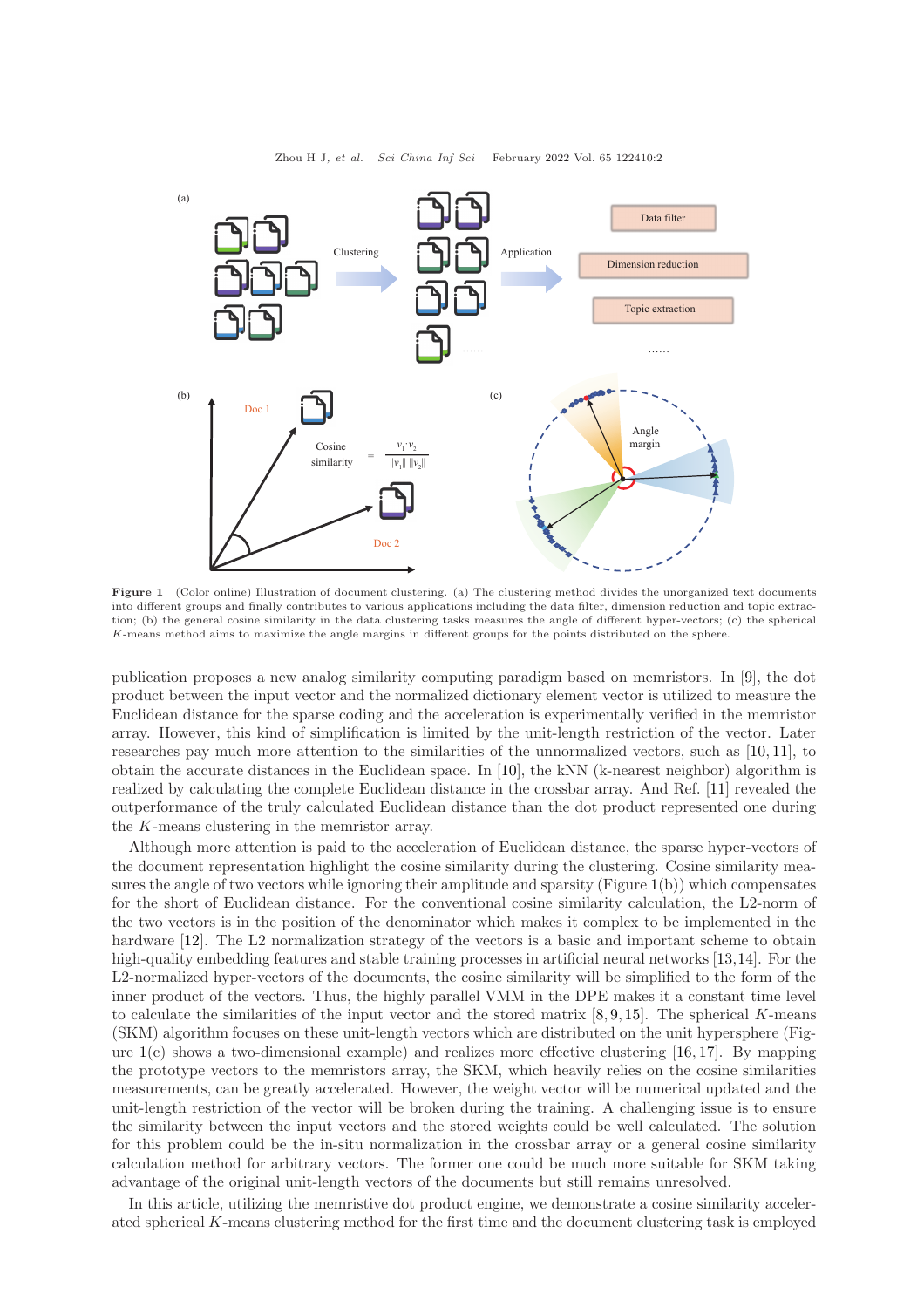Figure 1 (Color online) Illustration of document clustering. (a) The clustering method divides the unorganized text documents into different groups and finally contributes to various applications including the data filter, dimension reduction and topic extraction; (b) the general cosine similarity in the data clustering tasks measures the angle of different hyper-vectors; (c) the spherical $K$-means method aims to maximize the angle margins in different groups for the points distributed on the sphere.

publication proposes a new analog similarity computing paradigm based on memristors. In [9], the dot product between the input vector and the normalized dictionary element vector is utilized to measure the Euclidean distance for the sparse coding and the acceleration is experimentally verified in the memristor array. However, this kind of simplification is limited by the unit-length restriction of the vector. Later researches pay much more attention to the similarities of the unnormalized vectors, such as [10, 11], to obtain the accurate distances in the Euclidean space. In [10], the kNN (k-nearest neighbor) algorithm is realized by calculating the complete Euclidean distance in the crossbar array. And Ref. [11] revealed the outperformance of the truly calculated Euclidean distance than the dot product represented one during the $K$-means clustering in the memristor array.

Although more attention is paid to the acceleration of Euclidean distance, the sparse hyper-vectors of the document representation highlight the cosine similarity during the clustering. Cosine similarity measures the angle of two vectors while ignoring their amplitude and sparsity (Figure 1(b)) which compensates for the short of Euclidean distance. For the conventional cosine similarity calculation, the L2-norm of the two vectors is in the position of the denominator which makes it complex to be implemented in the hardware [12]. The L2 normalization strategy of the vectors is a basic and important scheme to obtain high-quality embedding features and stable training processes in artificial neural networks [13, 14]. For the L2-normalized hyper-vectors of the documents, the cosine similarity will be simplified to the form of the inner product of the vectors. Thus, the highly parallel VMM in the DPE makes it a constant time level to calculate the similarities of the input vector and the stored matrix [8, 9, 15]. The spherical $K$-means (SKM) algorithm focuses on these unit-length vectors which are distributed on the unit hypersphere (Figure 1(c) shows a two-dimensional example) and realizes more effective clustering [16, 17]. By mapping the prototype vectors to the memristors array, the SKM, which heavily relies on the cosine similarities measurements, can be greatly accelerated. However, the weight vector will be numerical updated and the unit-length restriction of the vector will be broken during the training. A challenging issue is to ensure the similarity between the input vectors and the stored weights could be well calculated. The solution for this problem could be the in-situ normalization in the crossbar array or a general cosine similarity calculation method for arbitrary vectors. The former one could be much more suitable for SKM taking advantage of the original unit-length vectors of the documents but still remains unresolved.

In this article, utilizing the memristive dot product engine, we demonstrate a cosine similarity accelerated spherical $K$-means clustering method for the first time and the document clustering task is employed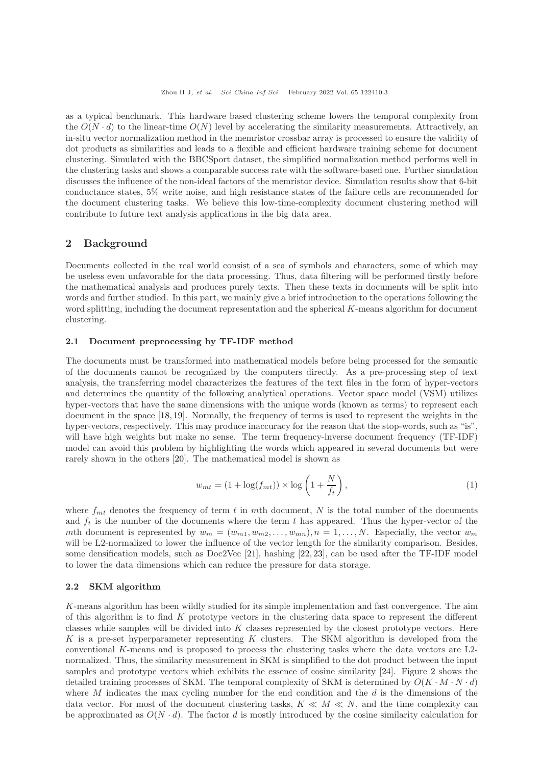as a typical benchmark. This hardware based clustering scheme lowers the temporal complexity from the $O(N \cdot d)$ to the linear-time $O(N)$ level by accelerating the similarity measurements. Attractively, an in-situ vector normalization method in the memristor crossbar array is processed to ensure the validity of dot products as similarities and leads to a flexible and efficient hardware training scheme for document clustering. Simulated with the BBCSport dataset, the simplified normalization method performs well in the clustering tasks and shows a comparable success rate with the software-based one. Further simulation discusses the influence of the non-ideal factors of the memristor device. Simulation results show that 6-bit conductance states, 5% write noise, and high resistance states of the failure cells are recommended for the document clustering tasks. We believe this low-time-complexity document clustering method will contribute to future text analysis applications in the big data area.

## 2 Background

Documents collected in the real world consist of a sea of symbols and characters, some of which may be useless even unfavorable for the data processing. Thus, data filtering will be performed firstly before the mathematical analysis and produces purely texts. Then these texts in documents will be split into words and further studied. In this part, we mainly give a brief introduction to the operations following the word splitting, including the document representation and the spherical $K$-means algorithm for document clustering.

### 2.1 Document preprocessing by TF-IDF method

The documents must be transformed into mathematical models before being processed for the semantic of the documents cannot be recognized by the computers directly. As a pre-processing step of text analysis, the transferring model characterizes the features of the text files in the form of hyper-vectors and determines the quantity of the following analytical operations. Vector space model (VSM) utilizes hyper-vectors that have the same dimensions with the unique words (known as terms) to represent each document in the space [18, 19]. Normally, the frequency of terms is used to represent the weights in the hyper-vectors, respectively. This may produce inaccuracy for the reason that the stop-words, such as "is", will have high weights but make no sense. The term frequency-inverse document frequency (TF-IDF) model can avoid this problem by highlighting the words which appeared in several documents but were rarely shown in the others [20]. The mathematical model is shown as

$$w_{mt} = (1 + \log(f_{mt})) \times \log\left(1 + \frac{N}{f_t}\right), \tag{1}$$

where $f_{mt}$ denotes the frequency of term $t$ in $m$th document, $N$ is the total number of the documents and $f_t$ is the number of the documents where the term $t$ has appeared. Thus the hyper-vector of the $m$th document is represented by $w_m = (w_{m1}, w_{m2}, \ldots, w_{mn}), n = 1, \ldots, N$. Especially, the vector $w_m$ will be L2-normalized to lower the influence of the vector length for the similarity comparison. Besides, some densification models, such as Doc2Vec [21], hashing [22, 23], can be used after the TF-IDF model to lower the data dimensions which can reduce the pressure for data storage.

### 2.2 SKM algorithm

$K$-means algorithm has been wildly studied for its simple implementation and fast convergence. The aim of this algorithm is to find $K$ prototype vectors in the clustering data space to represent the different classes while samples will be divided into $K$ classes represented by the closest prototype vectors. Here $K$ is a pre-set hyperparameter representing $K$ clusters. The SKM algorithm is developed from the conventional $K$-means and is proposed to process the clustering tasks where the data vectors are L2-normalized. Thus, the similarity measurement in SKM is simplified to the dot product between the input samples and prototype vectors which exhibits the essence of cosine similarity [24]. Figure 2 shows the detailed training processes of SKM. The temporal complexity of SKM is determined by $O(K \cdot M \cdot N \cdot d)$ where $M$ indicates the max cycling number for the end condition and the $d$ is the dimensions of the data vector. For most of the document clustering tasks, $K \ll M \ll N$, and the time complexity can be approximated as $O(N \cdot d)$. The factor $d$ is mostly introduced by the cosine similarity calculation for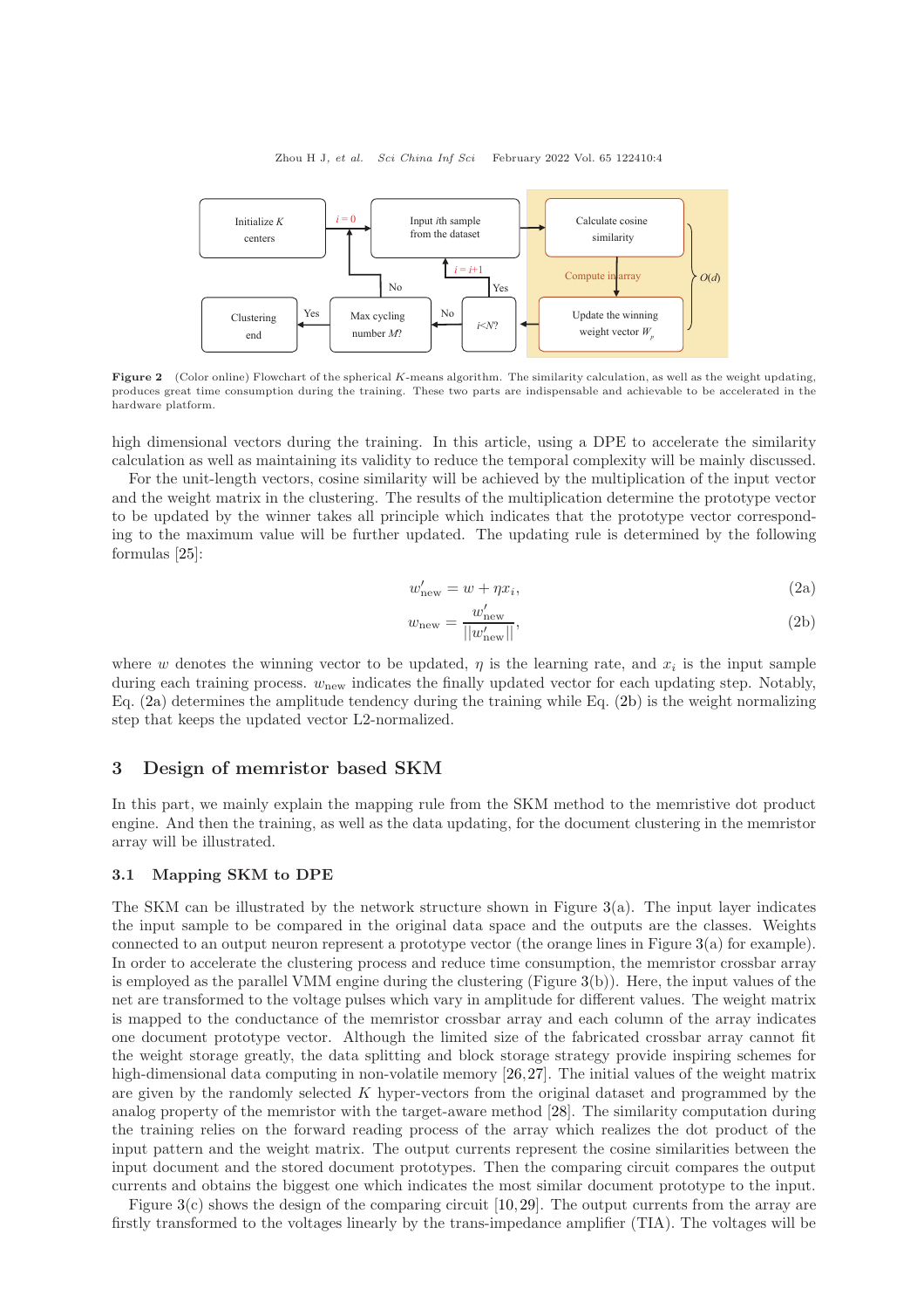**Figure 2** (Color online) Flowchart of the spherical $K$-means algorithm. The similarity calculation, as well as the weight updating, produces great time consumption during the training. These two parts are indispensable and achievable to be accelerated in the hardware platform.

high dimensional vectors during the training. In this article, using a DPE to accelerate the similarity calculation as well as maintaining its validity to reduce the temporal complexity will be mainly discussed.

For the unit-length vectors, cosine similarity will be achieved by the multiplication of the input vector and the weight matrix in the clustering. The results of the multiplication determine the prototype vector to be updated by the winner takes all principle which indicates that the prototype vector corresponding to the maximum value will be further updated. The updating rule is determined by the following formulas [25]:

$$w'_{\text{new}} = w + \eta x_i, \tag{2a}$$

$$w_{\text{new}} = \frac{w'_{\text{new}}}{||w'_{\text{new}}||}, \tag{2b}$$

where $w$ denotes the winning vector to be updated, $\eta$ is the learning rate, and $x_i$ is the input sample during each training process. $w_{\text{new}}$ indicates the finally updated vector for each updating step. Notably, Eq. (2a) determines the amplitude tendency during the training while Eq. (2b) is the weight normalizing step that keeps the updated vector L2-normalized.

## 3 Design of memristor based SKM

In this part, we mainly explain the mapping rule from the SKM method to the memristive dot product engine. And then the training, as well as the data updating, for the document clustering in the memristor array will be illustrated.

### 3.1 Mapping SKM to DPE

The SKM can be illustrated by the network structure shown in Figure 3(a). The input layer indicates the input sample to be compared in the original data space and the outputs are the classes. Weights connected to an output neuron represent a prototype vector (the orange lines in Figure 3(a) for example). In order to accelerate the clustering process and reduce time consumption, the memristor crossbar array is employed as the parallel VMM engine during the clustering (Figure 3(b)). Here, the input values of the net are transformed to the voltage pulses which vary in amplitude for different values. The weight matrix is mapped to the conductance of the memristor crossbar array and each column of the array indicates one document prototype vector. Although the limited size of the fabricated crossbar array cannot fit the weight storage greatly, the data splitting and block storage strategy provide inspiring schemes for high-dimensional data computing in non-volatile memory [26,27]. The initial values of the weight matrix are given by the randomly selected $K$ hyper-vectors from the original dataset and programmed by the analog property of the memristor with the target-aware method [28]. The similarity computation during the training relies on the forward reading process of the array which realizes the dot product of the input pattern and the weight matrix. The output currents represent the cosine similarities between the input document and the stored document prototypes. Then the comparing circuit compares the output currents and obtains the biggest one which indicates the most similar document prototype to the input.

Figure 3(c) shows the design of the comparing circuit [10,29]. The output currents from the array are firstly transformed to the voltages linearly by the trans-impedance amplifier (TIA). The voltages will be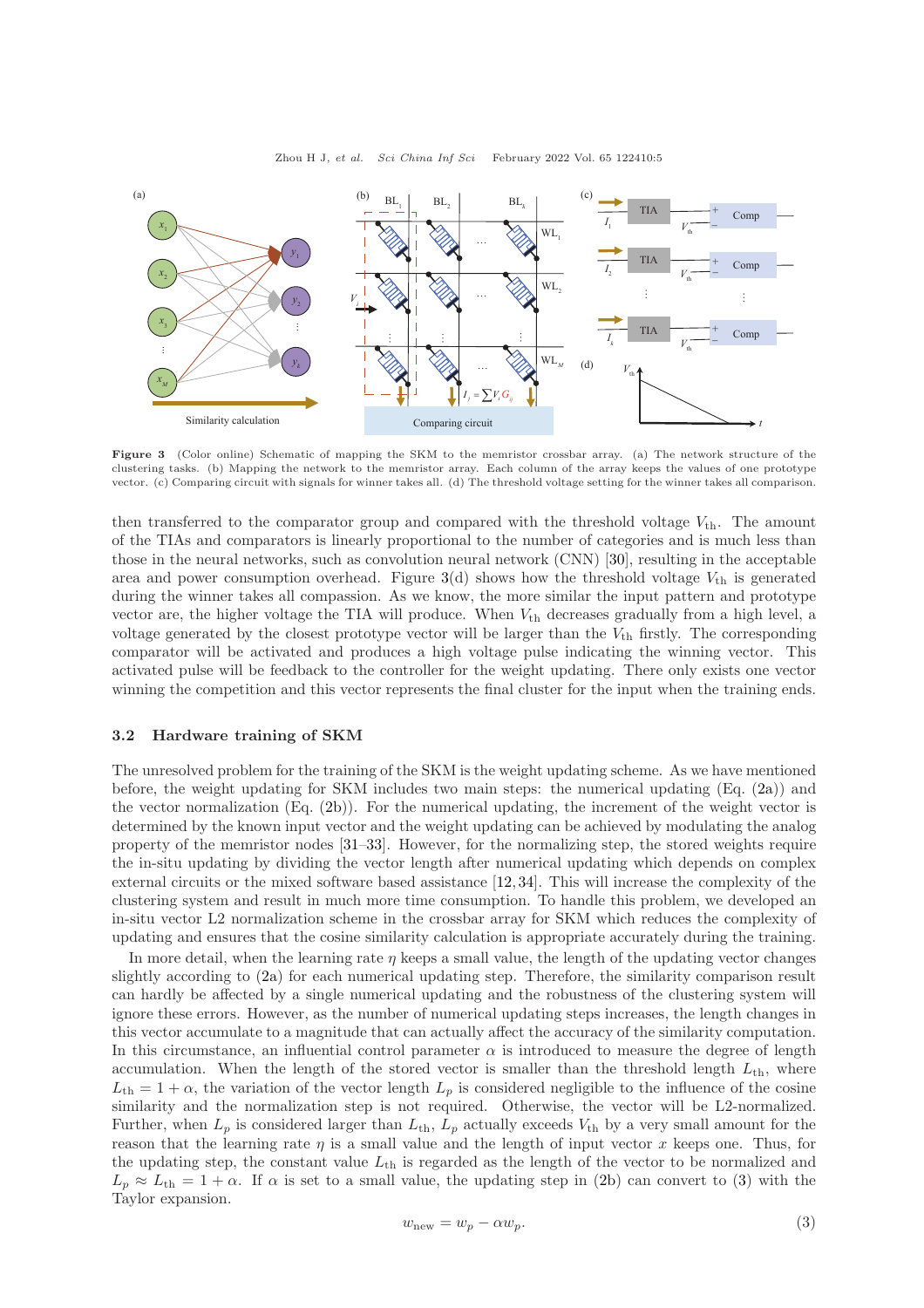**Figure 3** (Color online) Schematic of mapping the SKM to the memristor crossbar array. (a) The network structure of the clustering tasks. (b) Mapping the network to the memristor array. Each column of the array keeps the values of one prototype vector. (c) Comparing circuit with signals for winner takes all. (d) The threshold voltage setting for the winner takes all comparison.

then transferred to the comparator group and compared with the threshold voltage $V_{\text{th}}$. The amount of the TIAs and comparators is linearly proportional to the number of categories and is much less than those in the neural networks, such as convolution neural network (CNN) [30], resulting in the acceptable area and power consumption overhead. Figure 3(d) shows how the threshold voltage $V_{\text{th}}$ is generated during the winner takes all compassion. As we know, the more similar the input pattern and prototype vector are, the higher voltage the TIA will produce. When $V_{\text{th}}$ decreases gradually from a high level, a voltage generated by the closest prototype vector will be larger than the $V_{\text{th}}$ firstly. The corresponding comparator will be activated and produces a high voltage pulse indicating the winning vector. This activated pulse will be feedback to the controller for the weight updating. There only exists one vector winning the competition and this vector represents the final cluster for the input when the training ends.

### 3.2 Hardware training of SKM

The unresolved problem for the training of the SKM is the weight updating scheme. As we have mentioned before, the weight updating for SKM includes two main steps: the numerical updating (Eq. (2a)) and the vector normalization (Eq. (2b)). For the numerical updating, the increment of the weight vector is determined by the known input vector and the weight updating can be achieved by modulating the analog property of the memristor nodes [31–33]. However, for the normalizing step, the stored weights require the in-situ updating by dividing the vector length after numerical updating which depends on complex external circuits or the mixed software based assistance [12, 34]. This will increase the complexity of the clustering system and result in much more time consumption. To handle this problem, we developed an in-situ vector L2 normalization scheme in the crossbar array for SKM which reduces the complexity of updating and ensures that the cosine similarity calculation is appropriate accurately during the training.

In more detail, when the learning rate $\eta$ keeps a small value, the length of the updating vector changes slightly according to (2a) for each numerical updating step. Therefore, the similarity comparison result can hardly be affected by a single numerical updating and the robustness of the clustering system will ignore these errors. However, as the number of numerical updating steps increases, the length changes in this vector accumulate to a magnitude that can actually affect the accuracy of the similarity computation. In this circumstance, an influential control parameter $\alpha$ is introduced to measure the degree of length accumulation. When the length of the stored vector is smaller than the threshold length $L_{\text{th}}$, where $L_{\text{th}} = 1 + \alpha$, the variation of the vector length $L_p$ is considered negligible to the influence of the cosine similarity and the normalization step is not required. Otherwise, the vector will be L2-normalized. Further, when $L_p$ is considered larger than $L_{\text{th}}$, $L_p$ actually exceeds $V_{\text{th}}$ by a very small amount for the reason that the learning rate $\eta$ is a small value and the length of input vector $x$ keeps one. Thus, for the updating step, the constant value $L_{\text{th}}$ is regarded as the length of the vector to be normalized and $L_p \approx L_{\text{th}} = 1 + \alpha$. If $\alpha$ is set to a small value, the updating step in (2b) can convert to (3) with the Taylor expansion.

$$w_{\text{new}} = w_p - \alpha w_p. \tag{3}$$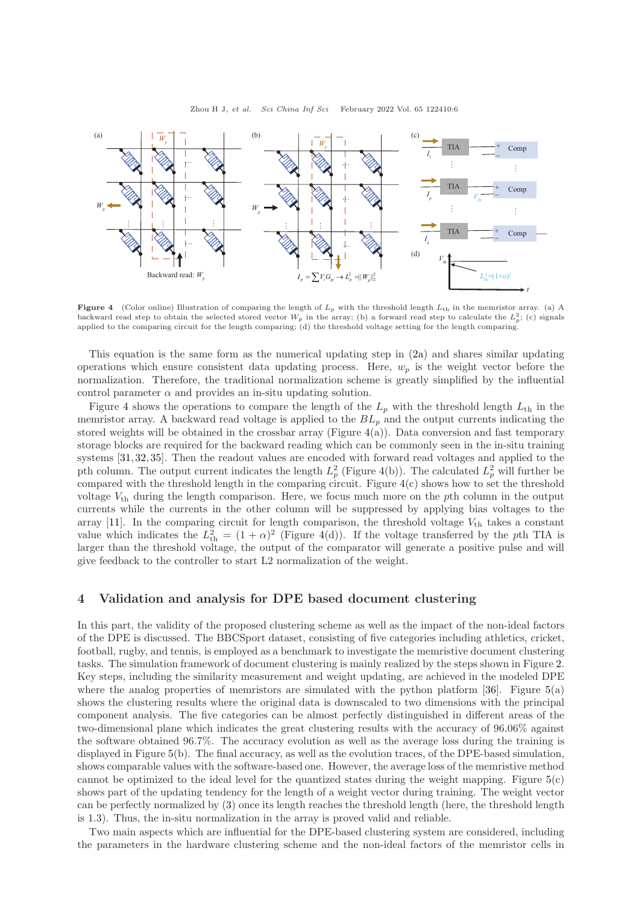**Figure 4** (Color online) Illustration of comparing the length of $L_p$ with the threshold length $L_{\rm th}$ in the memristor array. (a) A backward read step to obtain the selected stored vector $W_p$ in the array; (b) a forward read step to calculate the $L_p^2$; (c) signals applied to the comparing circuit for the length comparing; (d) the threshold voltage setting for the length comparing.

This equation is the same form as the numerical updating step in (2a) and shares similar updating operations which ensure consistent data updating process. Here, $w_p$ is the weight vector before the normalization. Therefore, the traditional normalization scheme is greatly simplified by the influential control parameter $\alpha$ and provides an in-situ updating solution.

Figure 4 shows the operations to compare the length of the $L_p$ with the threshold length $L_{\rm th}$ in the memristor array. A backward read voltage is applied to the $BL_p$ and the output currents indicating the stored weights will be obtained in the crossbar array (Figure 4(a)). Data conversion and fast temporary storage blocks are required for the backward reading which can be commonly seen in the in-situ training systems [31, 32, 35]. Then the readout values are encoded with forward read voltages and applied to the pth column. The output current indicates the length $L_p^2$ (Figure 4(b)). The calculated $L_p^2$ will further be compared with the threshold length in the comparing circuit. Figure 4(c) shows how to set the threshold voltage $V_{\rm th}$ during the length comparison. Here, we focus much more on the $p$th column in the output currents while the currents in the other column will be suppressed by applying bias voltages to the array [11]. In the comparing circuit for length comparison, the threshold voltage $V_{\rm th}$ takes a constant value which indicates the $L_{\rm th}^2 = (1+\alpha)^2$ (Figure 4(d)). If the voltage transferred by the $p$th TIA is larger than the threshold voltage, the output of the comparator will generate a positive pulse and will give feedback to the controller to start L2 normalization of the weight.

## 4 Validation and analysis for DPE based document clustering

In this part, the validity of the proposed clustering scheme as well as the impact of the non-ideal factors of the DPE is discussed. The BBCSport dataset, consisting of five categories including athletics, cricket, football, rugby, and tennis, is employed as a benchmark to investigate the memristive document clustering tasks. The simulation framework of document clustering is mainly realized by the steps shown in Figure 2. Key steps, including the similarity measurement and weight updating, are achieved in the modeled DPE where the analog properties of memristors are simulated with the python platform [36]. Figure 5(a) shows the clustering results where the original data is downscaled to two dimensions with the principal component analysis. The five categories can be almost perfectly distinguished in different areas of the two-dimensional plane which indicates the great clustering results with the accuracy of 96.06% against the software obtained 96.7%. The accuracy evolution as well as the average loss during the training is displayed in Figure 5(b). The final accuracy, as well as the evolution traces, of the DPE-based simulation, shows comparable values with the software-based one. However, the average loss of the memristive method cannot be optimized to the ideal level for the quantized states during the weight mapping. Figure 5(c) shows part of the updating tendency for the length of a weight vector during training. The weight vector can be perfectly normalized by (3) once its length reaches the threshold length (here, the threshold length is 1.3). Thus, the in-situ normalization in the array is proved valid and reliable.

Two main aspects which are influential for the DPE-based clustering system are considered, including the parameters in the hardware clustering scheme and the non-ideal factors of the memristor cells in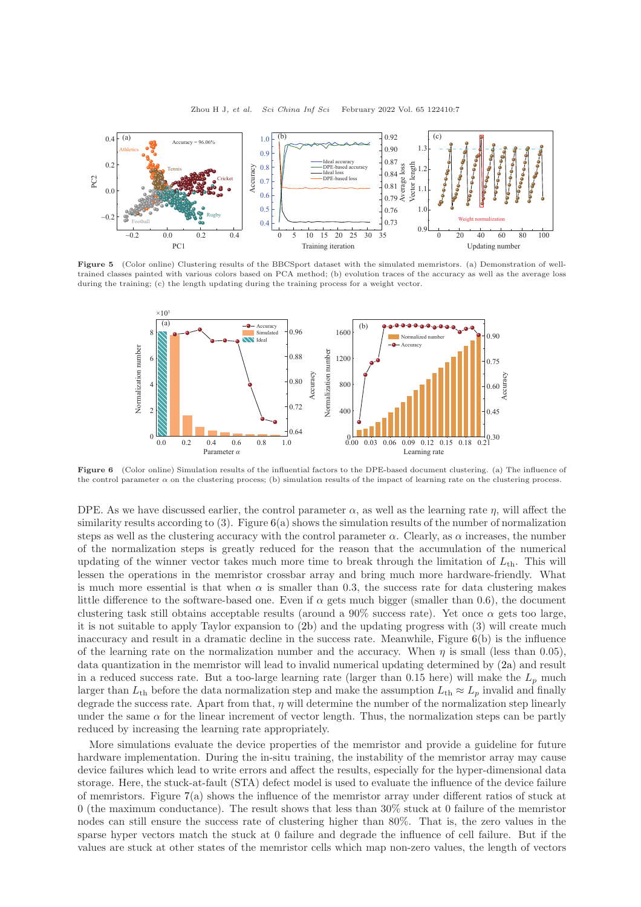**Figure 5** (Color online) Clustering results of the BBCSport dataset with the simulated memristors. (a) Demonstration of well-trained classes painted with various colors based on PCA method; (b) evolution traces of the accuracy as well as the average loss during the training; (c) the length updating during the training process for a weight vector.

**Figure 6** (Color online) Simulation results of the influential factors to the DPE-based document clustering. (a) The influence of the control parameter $\alpha$ on the clustering process; (b) simulation results of the impact of learning rate on the clustering process.

DPE. As we have discussed earlier, the control parameter $\alpha$, as well as the learning rate $\eta$, will affect the similarity results according to (3). Figure 6(a) shows the simulation results of the number of normalization steps as well as the clustering accuracy with the control parameter $\alpha$. Clearly, as $\alpha$ increases, the number of the normalization steps is greatly reduced for the reason that the accumulation of the numerical updating of the winner vector takes much more time to break through the limitation of $L_{\rm th}$. This will lessen the operations in the memristor crossbar array and bring much more hardware-friendly. What is much more essential is that when $\alpha$ is smaller than 0.3, the success rate for data clustering makes little difference to the software-based one. Even if $\alpha$ gets much bigger (smaller than 0.6), the document clustering task still obtains acceptable results (around a 90% success rate). Yet once $\alpha$ gets too large, it is not suitable to apply Taylor expansion to (2b) and the updating progress with (3) will create much inaccuracy and result in a dramatic decline in the success rate. Meanwhile, Figure 6(b) is the influence of the learning rate on the normalization number and the accuracy. When $\eta$ is small (less than 0.05), data quantization in the memristor will lead to invalid numerical updating determined by (2a) and result in a reduced success rate. But a too-large learning rate (larger than 0.15 here) will make the $L_p$ much larger than $L_{\rm th}$ before the data normalization step and make the assumption $L_{\rm th} \approx L_p$ invalid and finally degrade the success rate. Apart from that, $\eta$ will determine the number of the normalization step linearly under the same $\alpha$ for the linear increment of vector length. Thus, the normalization steps can be partly reduced by increasing the learning rate appropriately.

More simulations evaluate the device properties of the memristor and provide a guideline for future hardware implementation. During the in-situ training, the instability of the memristor array may cause device failures which lead to write errors and affect the results, especially for the hyper-dimensional data storage. Here, the stuck-at-fault (STA) defect model is used to evaluate the influence of the device failure of memristors. Figure 7(a) shows the influence of the memristor array under different ratios of stuck at 0 (the maximum conductance). The result shows that less than 30% stuck at 0 failure of the memristor nodes can still ensure the success rate of clustering higher than 80%. That is, the zero values in the sparse hyper vectors match the stuck at 0 failure and degrade the influence of cell failure. But if the values are stuck at other states of the memristor cells which map non-zero values, the length of vectors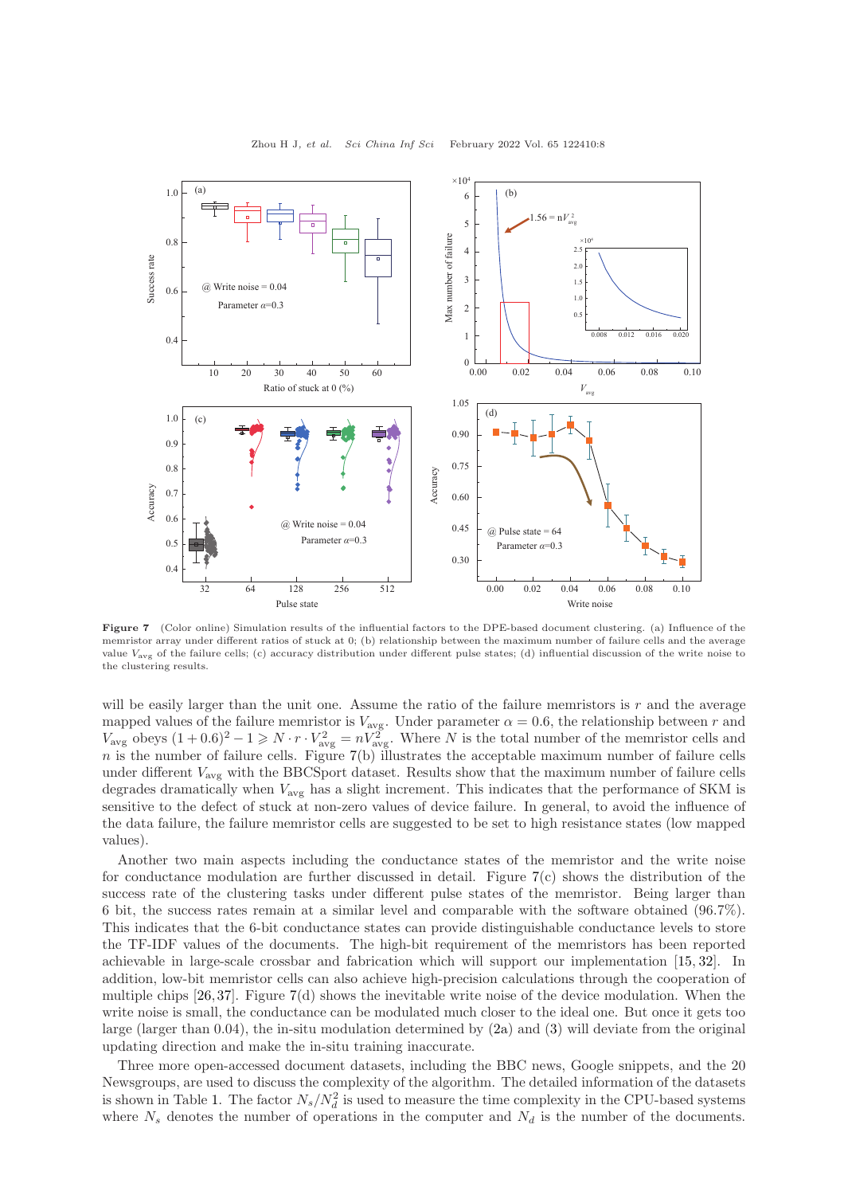Figure 7 (Color online) Simulation results of the influential factors to the DPE-based document clustering. (a) Influence of the memristor array under different ratios of stuck at 0; (b) relationship between the maximum number of failure cells and the average value $V_{\rm avg}$ of the failure cells; (c) accuracy distribution under different pulse states; (d) influential discussion of the write noise to the clustering results.

will be easily larger than the unit one. Assume the ratio of the failure memristors is $r$ and the average mapped values of the failure memristor is $V_{\rm avg}$. Under parameter $\alpha = 0.6$, the relationship between $r$ and $V_{\rm avg}$ obeys $(1 + 0.6)^2 - 1 \geqslant N \cdot r \cdot V_{\rm avg}^2 = nV_{\rm avg}^2$. Where $N$ is the total number of the memristor cells and $n$ is the number of failure cells. Figure 7(b) illustrates the acceptable maximum number of failure cells under different $V_{\rm avg}$ with the BBCSport dataset. Results show that the maximum number of failure cells degrades dramatically when $V_{\rm avg}$ has a slight increment. This indicates that the performance of SKM is sensitive to the defect of stuck at non-zero values of device failure. In general, to avoid the influence of the data failure, the failure memristor cells are suggested to be set to high resistance states (low mapped values).

Another two main aspects including the conductance states of the memristor and the write noise for conductance modulation are further discussed in detail. Figure 7(c) shows the distribution of the success rate of the clustering tasks under different pulse states of the memristor. Being larger than 6 bit, the success rates remain at a similar level and comparable with the software obtained (96.7%). This indicates that the 6-bit conductance states can provide distinguishable conductance levels to store the TF-IDF values of the documents. The high-bit requirement of the memristors has been reported achievable in large-scale crossbar and fabrication which will support our implementation [15, 32]. In addition, low-bit memristor cells can also achieve high-precision calculations through the cooperation of multiple chips [26, 37]. Figure 7(d) shows the inevitable write noise of the device modulation. When the write noise is small, the conductance can be modulated much closer to the ideal one. But once it gets too large (larger than 0.04), the in-situ modulation determined by (2a) and (3) will deviate from the original updating direction and make the in-situ training inaccurate.

Three more open-accessed document datasets, including the BBC news, Google snippets, and the 20 Newsgroups, are used to discuss the complexity of the algorithm. The detailed information of the datasets is shown in Table 1. The factor $N_s/N_d^2$ is used to measure the time complexity in the CPU-based systems where $N_s$ denotes the number of operations in the computer and $N_d$ is the number of the documents.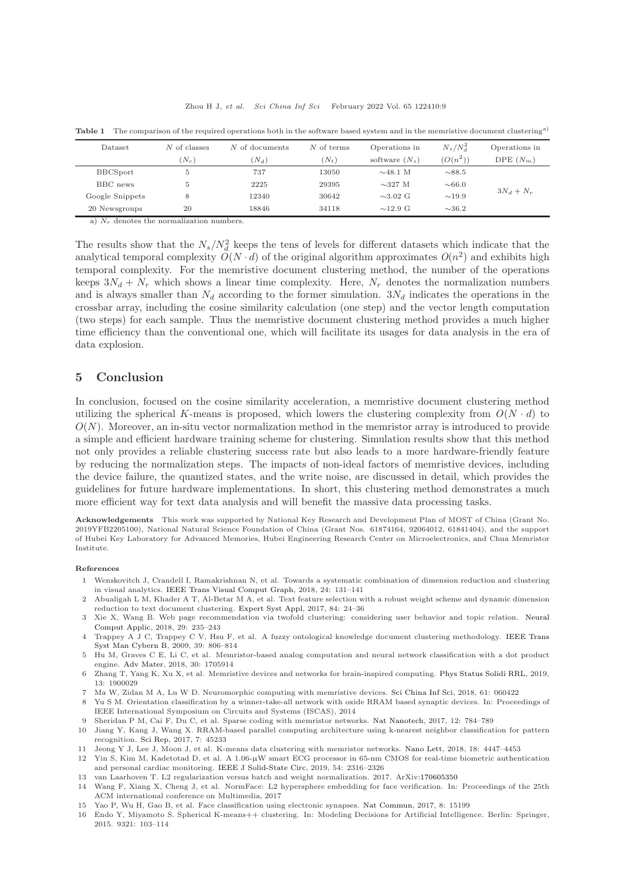**Table 1** The comparison of the required operations both in the software based system and in the memristive document clustering[a)]

| Dataset | $N$ of classes ($N_c$) | $N$ of documents ($N_d$) | $N$ of terms ($N_t$) | Operations in software ($N_s$) | $N_s/N_d^2$ ($O(n^2)$) | Operations in DPE ($N_m$) |
|---|---|---|---|---|---|---|
| BBCSport | 5 | 737 | 13050 | ∼48.1 M | ∼88.5 | $3N_d + N_r$ |
| BBC news | 5 | 2225 | 29395 | ∼327 M | ∼66.0 | |
| Google Snippets | 8 | 12340 | 30642 | ∼3.02 G | ∼19.9 | |
| 20 Newsgroups | 20 | 18846 | 34118 | ∼12.9 G | ∼36.2 | |

a) $N_r$ denotes the normalization numbers.

The results show that the $N_s/N_d^2$ keeps the tens of levels for different datasets which indicate that the analytical temporal complexity $O(N \cdot d)$ of the original algorithm approximates $O(n^2)$ and exhibits high temporal complexity. For the memristive document clustering method, the number of the operations keeps $3N_d + N_r$ which shows a linear time complexity. Here, $N_r$ denotes the normalization numbers and is always smaller than $N_d$ according to the former simulation. $3N_d$ indicates the operations in the crossbar array, including the cosine similarity calculation (one step) and the vector length computation (two steps) for each sample. Thus the memristive document clustering method provides a much higher time efficiency than the conventional one, which will facilitate its usages for data analysis in the era of data explosion.

## 5 Conclusion

In conclusion, focused on the cosine similarity acceleration, a memristive document clustering method utilizing the spherical $K$-means is proposed, which lowers the clustering complexity from $O(N \cdot d)$ to $O(N)$. Moreover, an in-situ vector normalization method in the memristor array is introduced to provide a simple and efficient hardware training scheme for clustering. Simulation results show that this method not only provides a reliable clustering success rate but also leads to a more hardware-friendly feature by reducing the normalization steps. The impacts of non-ideal factors of memristive devices, including the device failure, the quantized states, and the write noise, are discussed in detail, which provides the guidelines for future hardware implementations. In short, this clustering method demonstrates a much more efficient way for text data analysis and will benefit the massive data processing tasks.

**Acknowledgements** This work was supported by National Key Research and Development Plan of MOST of China (Grant No. 2019YFB2205100), National Natural Science Foundation of China (Grant Nos. 61874164, 92064012, 61841404), and the support of Hubei Key Laboratory for Advanced Memories, Hubei Engineering Research Center on Microelectronics, and Chua Memristor Institute.

#### References

1 Wenskovitch J, Crandell I, Ramakrishnan N, et al. Towards a systematic combination of dimension reduction and clustering in visual analytics. IEEE Trans Visual Comput Graph, 2018, 24: 131–141

2 Abualigah L M, Khader A T, Al-Betar M A, et al. Text feature selection with a robust weight scheme and dynamic dimension reduction to text document clustering. Expert Syst Appl, 2017, 84: 24–36

3 Xie X, Wang B. Web page recommendation via twofold clustering: considering user behavior and topic relation. Neural Comput Applic, 2018, 29: 235–243

4 Trappey A J C, Trappey C V, Hsu F, et al. A fuzzy ontological knowledge document clustering methodology. IEEE Trans Syst Man Cybern B, 2009, 39: 806–814

5 Hu M, Graves C E, Li C, et al. Memristor-based analog computation and neural network classification with a dot product engine. Adv Mater, 2018, 30: 1705914

6 Zhang T, Yang K, Xu X, et al. Memristive devices and networks for brain-inspired computing. Phys Status Solidi RRL, 2019, 13: 1900029

7 Ma W, Zidan M A, Lu W D. Neuromorphic computing with memristive devices. Sci China Inf Sci, 2018, 61: 060422

8 Yu S M. Orientation classification by a winner-take-all network with oxide RRAM based synaptic devices. In: Proceedings of IEEE International Symposium on Circuits and Systems (ISCAS), 2014

9 Sheridan P M, Cai F, Du C, et al. Sparse coding with memristor networks. Nat Nanotech, 2017, 12: 784–789

10 Jiang Y, Kang J, Wang X. RRAM-based parallel computing architecture using k-nearest neighbor classification for pattern recognition. Sci Rep, 2017, 7: 45233

11 Jeong Y J, Lee J, Moon J, et al. K-means data clustering with memristor networks. Nano Lett, 2018, 18: 4447–4453

12 Yin S, Kim M, Kadetotad D, et al. A 1.06-µW smart ECG processor in 65-nm CMOS for real-time biometric authentication and personal cardiac monitoring. IEEE J Solid-State Circ, 2019, 54: 2316–2326

13 van Laarhoven T. L2 regularization versus batch and weight normalization. 2017. ArXiv:170605350

14 Wang F, Xiang X, Cheng J, et al. NormFace: L2 hypersphere embedding for face verification. In: Proceedings of the 25th ACM international conference on Multimedia, 2017

15 Yao P, Wu H, Gao B, et al. Face classification using electronic synapses. Nat Commun, 2017, 8: 15199

16 Endo Y, Miyamoto S. Spherical K-means++ clustering. In: Modeling Decisions for Artificial Intelligence. Berlin: Springer, 2015. 9321: 103–114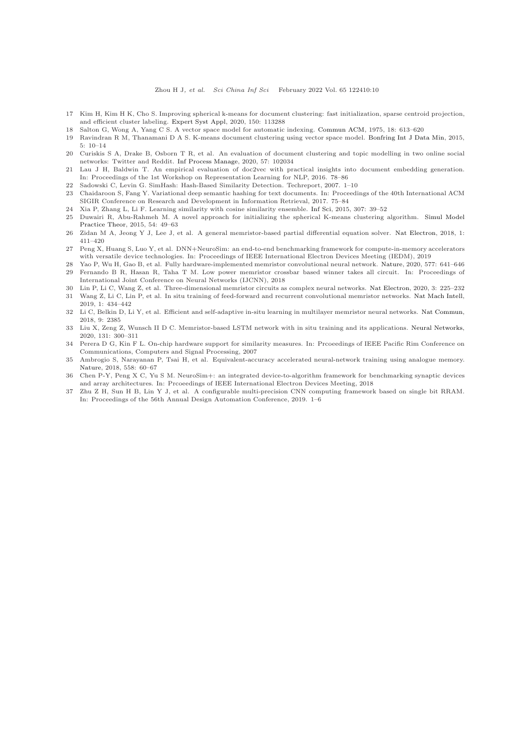17 Kim H, Kim H K, Cho S. Improving spherical k-means for document clustering: fast initialization, sparse centroid projection, and efficient cluster labeling. Expert Syst Appl, 2020, 150: 113288

18 Salton G, Wong A, Yang C S. A vector space model for automatic indexing. Commun ACM, 1975, 18: 613–620

19 Ravindran R M, Thanamani D A S. K-means document clustering using vector space model. Bonfring Int J Data Min, 2015, 5: 10–14

20 Curiskis S A, Drake B, Osborn T R, et al. An evaluation of document clustering and topic modelling in two online social networks: Twitter and Reddit. Inf Process Manage, 2020, 57: 102034

21 Lau J H, Baldwin T. An empirical evaluation of doc2vec with practical insights into document embedding generation. In: Proceedings of the 1st Workshop on Representation Learning for NLP, 2016. 78–86

22 Sadowski C, Levin G. SimHash: Hash-Based Similarity Detection. Techreport, 2007. 1–10

23 Chaidaroon S, Fang Y. Variational deep semantic hashing for text documents. In: Proceedings of the 40th International ACM SIGIR Conference on Research and Development in Information Retrieval, 2017. 75–84

24 Xia P, Zhang L, Li F. Learning similarity with cosine similarity ensemble. Inf Sci, 2015, 307: 39–52

25 Duwairi R, Abu-Rahmeh M. A novel approach for initializing the spherical K-means clustering algorithm. Simul Model Practice Theor, 2015, 54: 49–63

26 Zidan M A, Jeong Y J, Lee J, et al. A general memristor-based partial differential equation solver. Nat Electron, 2018, 1: 411–420

27 Peng X, Huang S, Luo Y, et al. DNN+NeuroSim: an end-to-end benchmarking framework for compute-in-memory accelerators with versatile device technologies. In: Proceedings of IEEE International Electron Devices Meeting (IEDM), 2019

28 Yao P, Wu H, Gao B, et al. Fully hardware-implemented memristor convolutional neural network. Nature, 2020, 577: 641–646

29 Fernando B R, Hasan R, Taha T M. Low power memristor crossbar based winner takes all circuit. In: Proceedings of International Joint Conference on Neural Networks (IJCNN), 2018

30 Lin P, Li C, Wang Z, et al. Three-dimensional memristor circuits as complex neural networks. Nat Electron, 2020, 3: 225–232

31 Wang Z, Li C, Lin P, et al. In situ training of feed-forward and recurrent convolutional memristor networks. Nat Mach Intell, 2019, 1: 434–442

32 Li C, Belkin D, Li Y, et al. Efficient and self-adaptive in-situ learning in multilayer memristor neural networks. Nat Commun, 2018, 9: 2385

33 Liu X, Zeng Z, Wunsch II D C. Memristor-based LSTM network with in situ training and its applications. Neural Networks, 2020, 131: 300–311

34 Perera D G, Kin F L. On-chip hardware support for similarity measures. In: Prcoeedings of IEEE Pacific Rim Conference on Communications, Computers and Signal Processing, 2007

35 Ambrogio S, Narayanan P, Tsai H, et al. Equivalent-accuracy accelerated neural-network training using analogue memory. Nature, 2018, 558: 60–67

36 Chen P-Y, Peng X C, Yu S M. NeuroSim+: an integrated device-to-algorithm framework for benchmarking synaptic devices and array architectures. In: Prcoeedings of IEEE International Electron Devices Meeting, 2018

37 Zhu Z H, Sun H B, Lin Y J, et al. A configurable multi-precision CNN computing framework based on single bit RRAM. In: Proceedings of the 56th Annual Design Automation Conference, 2019. 1–6